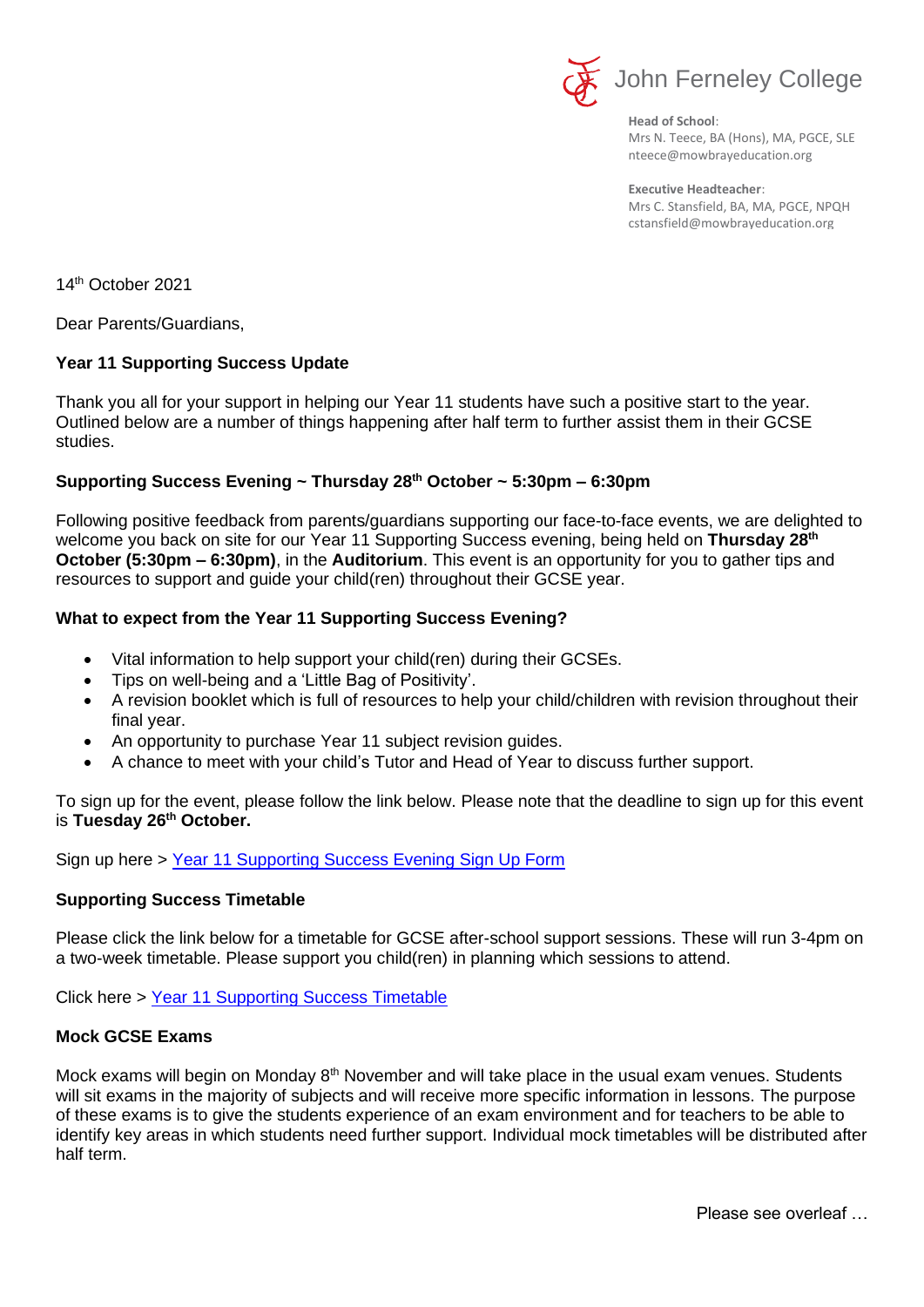John Ferneley College

**Head of School**:
Mrs N. Teece, BA (Hons), MA, PGCE, SLE
nteece@mowbrayeducation.org

**Executive Headteacher**:
Mrs C. Stansfield, BA, MA, PGCE, NPQH
cstansfield@mowbrayeducation.org

14th October 2021

Dear Parents/Guardians,

**Year 11 Supporting Success Update**

Thank you all for your support in helping our Year 11 students have such a positive start to the year. Outlined below are a number of things happening after half term to further assist them in their GCSE studies.

**Supporting Success Evening ~ Thursday 28th October ~ 5:30pm – 6:30pm**

Following positive feedback from parents/guardians supporting our face-to-face events, we are delighted to welcome you back on site for our Year 11 Supporting Success evening, being held on **Thursday 28th October (5:30pm – 6:30pm)**, in the **Auditorium**. This event is an opportunity for you to gather tips and resources to support and guide your child(ren) throughout their GCSE year.

**What to expect from the Year 11 Supporting Success Evening?**

- Vital information to help support your child(ren) during their GCSEs.
- Tips on well-being and a 'Little Bag of Positivity'.
- A revision booklet which is full of resources to help your child/children with revision throughout their final year.
- An opportunity to purchase Year 11 subject revision guides.
- A chance to meet with your child's Tutor and Head of Year to discuss further support.

To sign up for the event, please follow the link below. Please note that the deadline to sign up for this event is **Tuesday 26th October.**

Sign up here > Year 11 Supporting Success Evening Sign Up Form

**Supporting Success Timetable**

Please click the link below for a timetable for GCSE after-school support sessions. These will run 3-4pm on a two-week timetable. Please support you child(ren) in planning which sessions to attend.

Click here > Year 11 Supporting Success Timetable

**Mock GCSE Exams**

Mock exams will begin on Monday 8th November and will take place in the usual exam venues. Students will sit exams in the majority of subjects and will receive more specific information in lessons. The purpose of these exams is to give the students experience of an exam environment and for teachers to be able to identify key areas in which students need further support. Individual mock timetables will be distributed after half term.

Please see overleaf …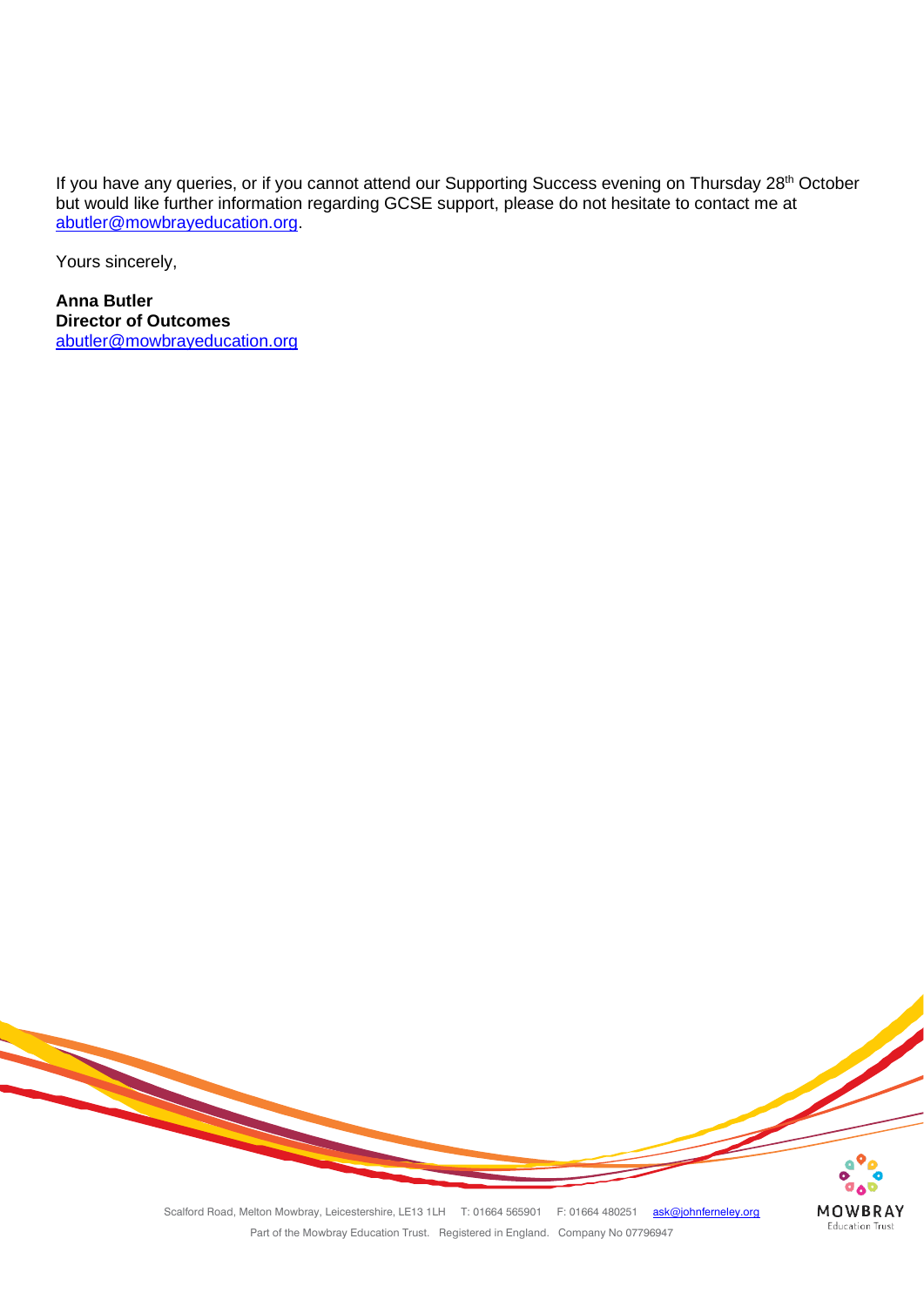If you have any queries, or if you cannot attend our Supporting Success evening on Thursday 28th October but would like further information regarding GCSE support, please do not hesitate to contact me at abutler@mowbrayeducation.org.

Yours sincerely,

**Anna Butler**
**Director of Outcomes**
abutler@mowbrayeducation.org

Scalford Road, Melton Mowbray, Leicestershire, LE13 1LH T: 01664 565901 F: 01664 480251 ask@johnferneley.org
Part of the Mowbray Education Trust. Registered in England. Company No 07796947